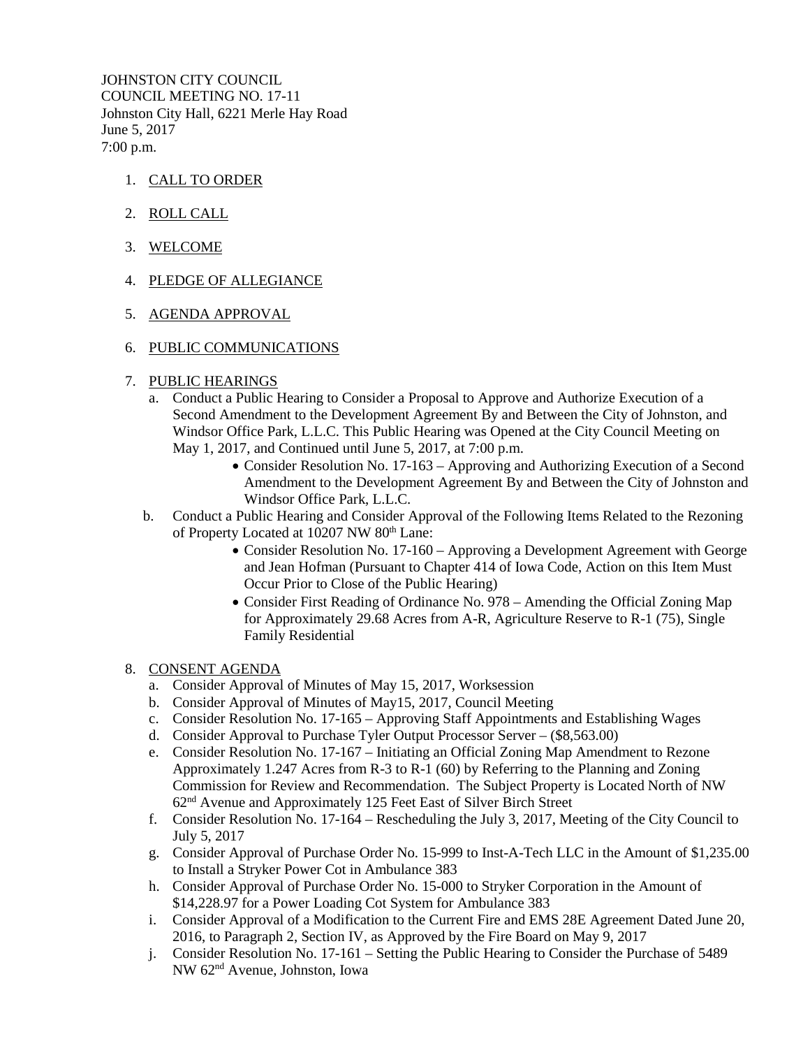JOHNSTON CITY COUNCIL
COUNCIL MEETING NO. 17-11
Johnston City Hall, 6221 Merle Hay Road
June 5, 2017
7:00 p.m.

1. CALL TO ORDER

2. ROLL CALL

3. WELCOME

4. PLEDGE OF ALLEGIANCE

5. AGENDA APPROVAL

6. PUBLIC COMMUNICATIONS

7. PUBLIC HEARINGS
   a. Conduct a Public Hearing to Consider a Proposal to Approve and Authorize Execution of a Second Amendment to the Development Agreement By and Between the City of Johnston, and Windsor Office Park, L.L.C. This Public Hearing was Opened at the City Council Meeting on May 1, 2017, and Continued until June 5, 2017, at 7:00 p.m.
      - Consider Resolution No. 17-163 – Approving and Authorizing Execution of a Second Amendment to the Development Agreement By and Between the City of Johnston and Windsor Office Park, L.L.C.
   b. Conduct a Public Hearing and Consider Approval of the Following Items Related to the Rezoning of Property Located at 10207 NW 80th Lane:
      - Consider Resolution No. 17-160 – Approving a Development Agreement with George and Jean Hofman (Pursuant to Chapter 414 of Iowa Code, Action on this Item Must Occur Prior to Close of the Public Hearing)
      - Consider First Reading of Ordinance No. 978 – Amending the Official Zoning Map for Approximately 29.68 Acres from A-R, Agriculture Reserve to R-1 (75), Single Family Residential

8. CONSENT AGENDA
   a. Consider Approval of Minutes of May 15, 2017, Worksession
   b. Consider Approval of Minutes of May15, 2017, Council Meeting
   c. Consider Resolution No. 17-165 – Approving Staff Appointments and Establishing Wages
   d. Consider Approval to Purchase Tyler Output Processor Server – ($8,563.00)
   e. Consider Resolution No. 17-167 – Initiating an Official Zoning Map Amendment to Rezone Approximately 1.247 Acres from R-3 to R-1 (60) by Referring to the Planning and Zoning Commission for Review and Recommendation. The Subject Property is Located North of NW 62nd Avenue and Approximately 125 Feet East of Silver Birch Street
   f. Consider Resolution No. 17-164 – Rescheduling the July 3, 2017, Meeting of the City Council to July 5, 2017
   g. Consider Approval of Purchase Order No. 15-999 to Inst-A-Tech LLC in the Amount of $1,235.00 to Install a Stryker Power Cot in Ambulance 383
   h. Consider Approval of Purchase Order No. 15-000 to Stryker Corporation in the Amount of $14,228.97 for a Power Loading Cot System for Ambulance 383
   i. Consider Approval of a Modification to the Current Fire and EMS 28E Agreement Dated June 20, 2016, to Paragraph 2, Section IV, as Approved by the Fire Board on May 9, 2017
   j. Consider Resolution No. 17-161 – Setting the Public Hearing to Consider the Purchase of 5489 NW 62nd Avenue, Johnston, Iowa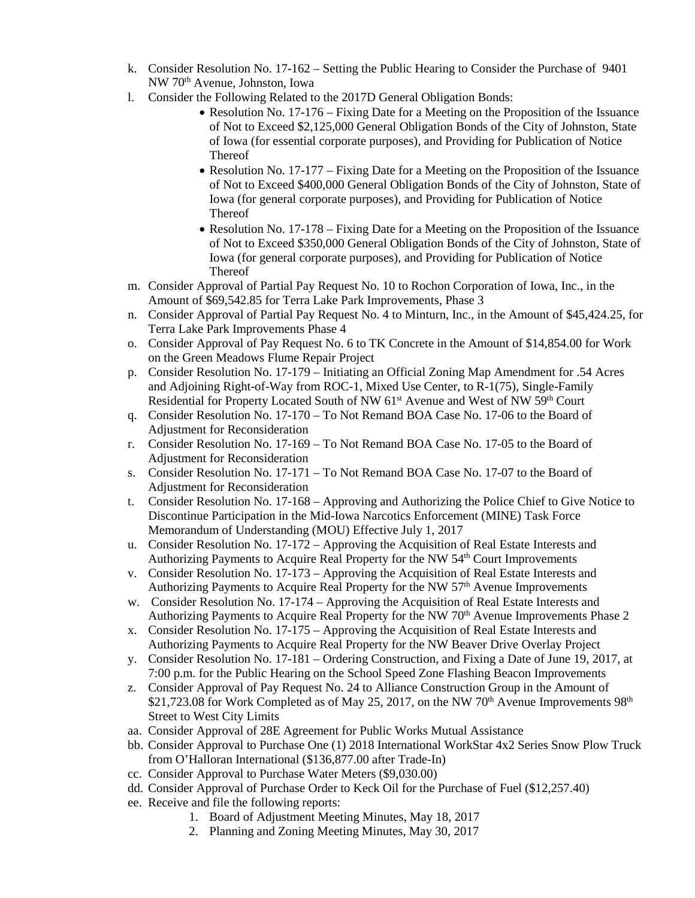k. Consider Resolution No. 17-162 – Setting the Public Hearing to Consider the Purchase of 9401 NW 70th Avenue, Johnston, Iowa

l. Consider the Following Related to the 2017D General Obligation Bonds:
   - Resolution No. 17-176 – Fixing Date for a Meeting on the Proposition of the Issuance of Not to Exceed $2,125,000 General Obligation Bonds of the City of Johnston, State of Iowa (for essential corporate purposes), and Providing for Publication of Notice Thereof
   - Resolution No. 17-177 – Fixing Date for a Meeting on the Proposition of the Issuance of Not to Exceed $400,000 General Obligation Bonds of the City of Johnston, State of Iowa (for general corporate purposes), and Providing for Publication of Notice Thereof
   - Resolution No. 17-178 – Fixing Date for a Meeting on the Proposition of the Issuance of Not to Exceed $350,000 General Obligation Bonds of the City of Johnston, State of Iowa (for general corporate purposes), and Providing for Publication of Notice Thereof

m. Consider Approval of Partial Pay Request No. 10 to Rochon Corporation of Iowa, Inc., in the Amount of $69,542.85 for Terra Lake Park Improvements, Phase 3

n. Consider Approval of Partial Pay Request No. 4 to Minturn, Inc., in the Amount of $45,424.25, for Terra Lake Park Improvements Phase 4

o. Consider Approval of Pay Request No. 6 to TK Concrete in the Amount of $14,854.00 for Work on the Green Meadows Flume Repair Project

p. Consider Resolution No. 17-179 – Initiating an Official Zoning Map Amendment for .54 Acres and Adjoining Right-of-Way from ROC-1, Mixed Use Center, to R-1(75), Single-Family Residential for Property Located South of NW 61st Avenue and West of NW 59th Court

q. Consider Resolution No. 17-170 – To Not Remand BOA Case No. 17-06 to the Board of Adjustment for Reconsideration

r. Consider Resolution No. 17-169 – To Not Remand BOA Case No. 17-05 to the Board of Adjustment for Reconsideration

s. Consider Resolution No. 17-171 – To Not Remand BOA Case No. 17-07 to the Board of Adjustment for Reconsideration

t. Consider Resolution No. 17-168 – Approving and Authorizing the Police Chief to Give Notice to Discontinue Participation in the Mid-Iowa Narcotics Enforcement (MINE) Task Force Memorandum of Understanding (MOU) Effective July 1, 2017

u. Consider Resolution No. 17-172 – Approving the Acquisition of Real Estate Interests and Authorizing Payments to Acquire Real Property for the NW 54th Court Improvements

v. Consider Resolution No. 17-173 – Approving the Acquisition of Real Estate Interests and Authorizing Payments to Acquire Real Property for the NW 57th Avenue Improvements

w. Consider Resolution No. 17-174 – Approving the Acquisition of Real Estate Interests and Authorizing Payments to Acquire Real Property for the NW 70th Avenue Improvements Phase 2

x. Consider Resolution No. 17-175 – Approving the Acquisition of Real Estate Interests and Authorizing Payments to Acquire Real Property for the NW Beaver Drive Overlay Project

y. Consider Resolution No. 17-181 – Ordering Construction, and Fixing a Date of June 19, 2017, at 7:00 p.m. for the Public Hearing on the School Speed Zone Flashing Beacon Improvements

z. Consider Approval of Pay Request No. 24 to Alliance Construction Group in the Amount of $21,723.08 for Work Completed as of May 25, 2017, on the NW 70th Avenue Improvements 98th Street to West City Limits

aa. Consider Approval of 28E Agreement for Public Works Mutual Assistance

bb. Consider Approval to Purchase One (1) 2018 International WorkStar 4x2 Series Snow Plow Truck from O'Halloran International ($136,877.00 after Trade-In)

cc. Consider Approval to Purchase Water Meters ($9,030.00)

dd. Consider Approval of Purchase Order to Keck Oil for the Purchase of Fuel ($12,257.40)

ee. Receive and file the following reports:
   1. Board of Adjustment Meeting Minutes, May 18, 2017
   2. Planning and Zoning Meeting Minutes, May 30, 2017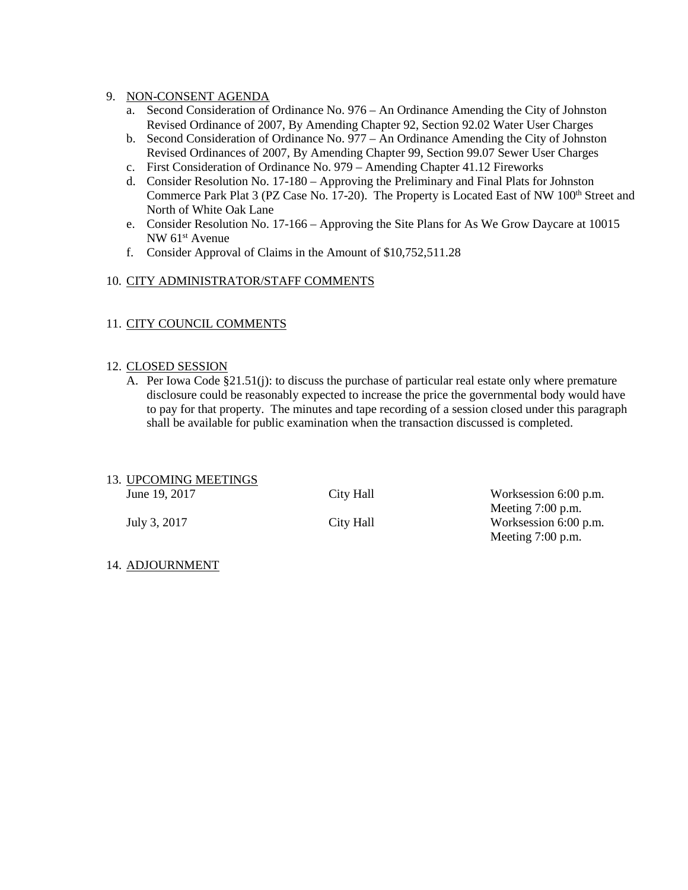9. NON-CONSENT AGENDA
   a. Second Consideration of Ordinance No. 976 – An Ordinance Amending the City of Johnston Revised Ordinance of 2007, By Amending Chapter 92, Section 92.02 Water User Charges
   b. Second Consideration of Ordinance No. 977 – An Ordinance Amending the City of Johnston Revised Ordinances of 2007, By Amending Chapter 99, Section 99.07 Sewer User Charges
   c. First Consideration of Ordinance No. 979 – Amending Chapter 41.12 Fireworks
   d. Consider Resolution No. 17-180 – Approving the Preliminary and Final Plats for Johnston Commerce Park Plat 3 (PZ Case No. 17-20). The Property is Located East of NW 100th Street and North of White Oak Lane
   e. Consider Resolution No. 17-166 – Approving the Site Plans for As We Grow Daycare at 10015 NW 61st Avenue
   f. Consider Approval of Claims in the Amount of $10,752,511.28

10. CITY ADMINISTRATOR/STAFF COMMENTS

11. CITY COUNCIL COMMENTS

12. CLOSED SESSION
   A. Per Iowa Code §21.51(j): to discuss the purchase of particular real estate only where premature disclosure could be reasonably expected to increase the price the governmental body would have to pay for that property. The minutes and tape recording of a session closed under this paragraph shall be available for public examination when the transaction discussed is completed.

13. UPCOMING MEETINGS

| | | |
|---|---|---|
| June 19, 2017 | City Hall | Worksession 6:00 p.m.<br>Meeting 7:00 p.m. |
| July 3, 2017 | City Hall | Worksession 6:00 p.m.<br>Meeting 7:00 p.m. |

14. ADJOURNMENT